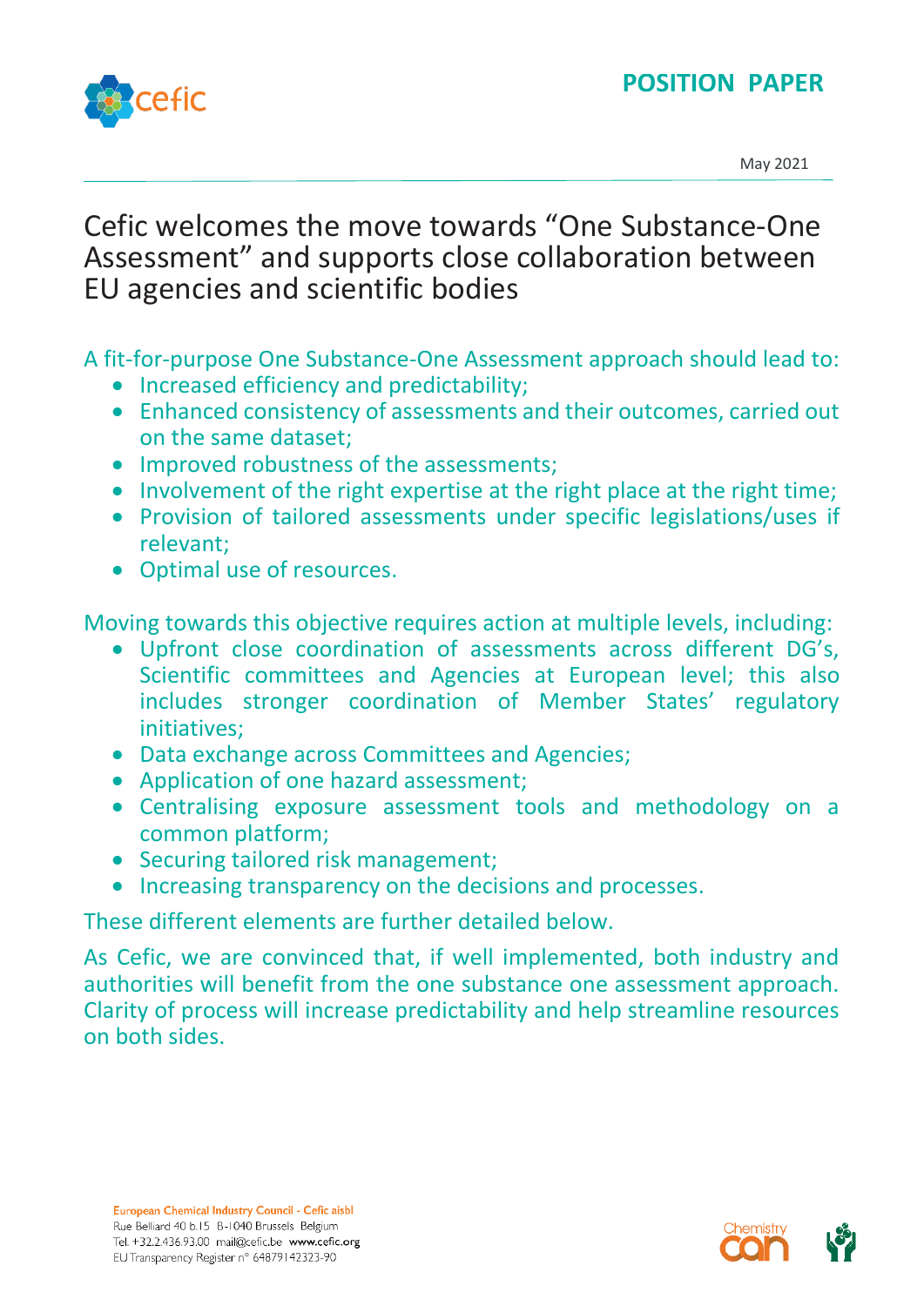**POSITION PAPER**

May 2021

# Cefic welcomes the move towards "One Substance-One Assessment" and supports close collaboration between EU agencies and scientific bodies

A fit-for-purpose One Substance-One Assessment approach should lead to:

- Increased efficiency and predictability;
- Enhanced consistency of assessments and their outcomes, carried out on the same dataset;
- Improved robustness of the assessments;
- Involvement of the right expertise at the right place at the right time;
- Provision of tailored assessments under specific legislations/uses if relevant;
- Optimal use of resources.

Moving towards this objective requires action at multiple levels, including:

- Upfront close coordination of assessments across different DG's, Scientific committees and Agencies at European level; this also includes stronger coordination of Member States' regulatory initiatives;
- Data exchange across Committees and Agencies;
- Application of one hazard assessment;
- Centralising exposure assessment tools and methodology on a common platform;
- Securing tailored risk management;
- Increasing transparency on the decisions and processes.

These different elements are further detailed below.

As Cefic, we are convinced that, if well implemented, both industry and authorities will benefit from the one substance one assessment approach. Clarity of process will increase predictability and help streamline resources on both sides.

European Chemical Industry Council - Cefic aisbl
Rue Belliard 40 b.15 B-1040 Brussels Belgium
Tel. +32.2.436.93.00 mail@cefic.be www.cefic.org
EU Transparency Register n° 64879142323-90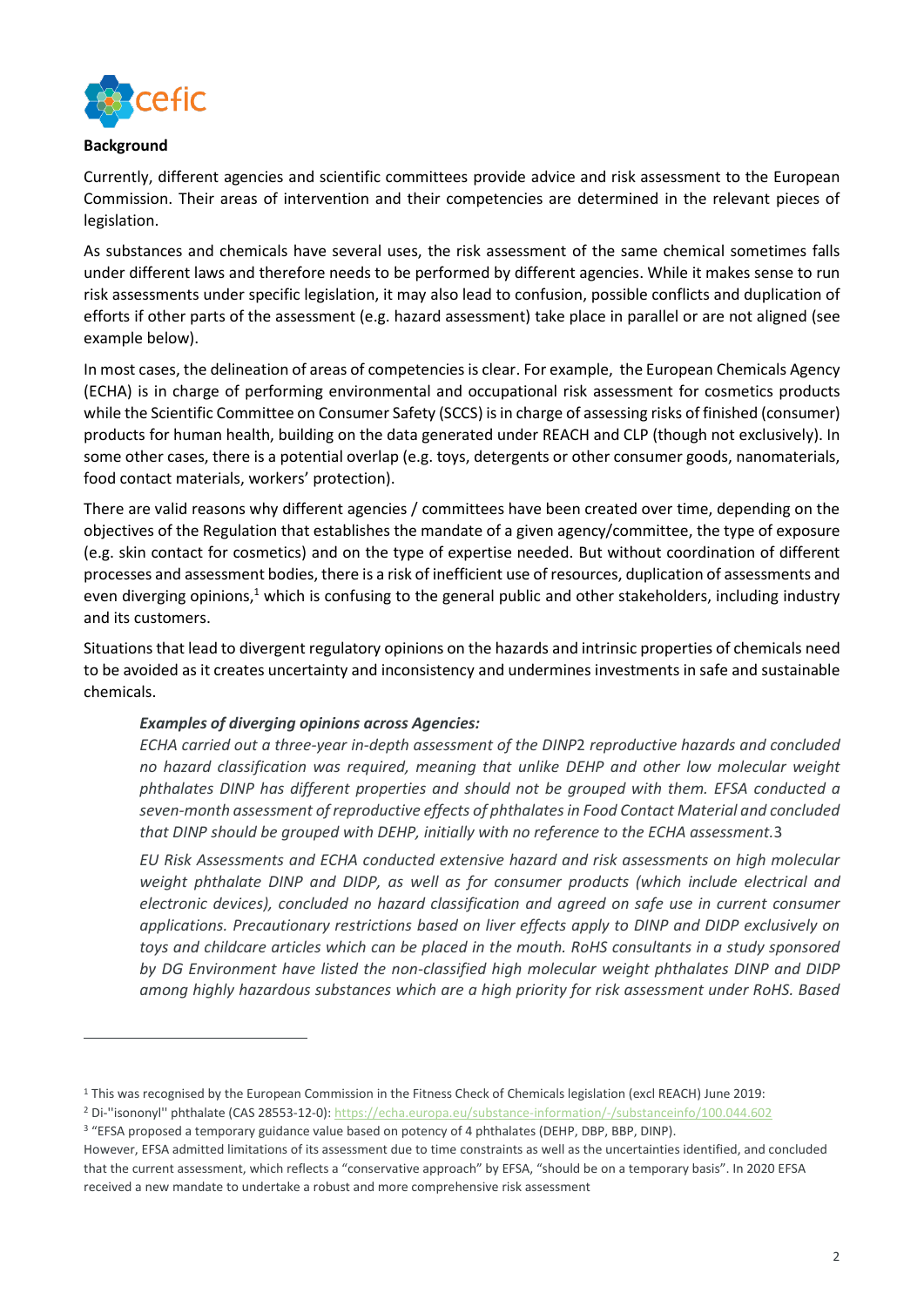**Background**

Currently, different agencies and scientific committees provide advice and risk assessment to the European Commission. Their areas of intervention and their competencies are determined in the relevant pieces of legislation.

As substances and chemicals have several uses, the risk assessment of the same chemical sometimes falls under different laws and therefore needs to be performed by different agencies. While it makes sense to run risk assessments under specific legislation, it may also lead to confusion, possible conflicts and duplication of efforts if other parts of the assessment (e.g. hazard assessment) take place in parallel or are not aligned (see example below).

In most cases, the delineation of areas of competencies is clear. For example, the European Chemicals Agency (ECHA) is in charge of performing environmental and occupational risk assessment for cosmetics products while the Scientific Committee on Consumer Safety (SCCS) is in charge of assessing risks of finished (consumer) products for human health, building on the data generated under REACH and CLP (though not exclusively). In some other cases, there is a potential overlap (e.g. toys, detergents or other consumer goods, nanomaterials, food contact materials, workers' protection).

There are valid reasons why different agencies / committees have been created over time, depending on the objectives of the Regulation that establishes the mandate of a given agency/committee, the type of exposure (e.g. skin contact for cosmetics) and on the type of expertise needed. But without coordination of different processes and assessment bodies, there is a risk of inefficient use of resources, duplication of assessments and even diverging opinions,[1] which is confusing to the general public and other stakeholders, including industry and its customers.

Situations that lead to divergent regulatory opinions on the hazards and intrinsic properties of chemicals need to be avoided as it creates uncertainty and inconsistency and undermines investments in safe and sustainable chemicals.

> ***Examples of diverging opinions across Agencies:***
>
> *ECHA carried out a three-year in-depth assessment of the DINP*2 *reproductive hazards and concluded no hazard classification was required, meaning that unlike DEHP and other low molecular weight phthalates DINP has different properties and should not be grouped with them. EFSA conducted a seven-month assessment of reproductive effects of phthalates in Food Contact Material and concluded that DINP should be grouped with DEHP, initially with no reference to the ECHA assessment.*3
>
> *EU Risk Assessments and ECHA conducted extensive hazard and risk assessments on high molecular weight phthalate DINP and DIDP, as well as for consumer products (which include electrical and electronic devices), concluded no hazard classification and agreed on safe use in current consumer applications. Precautionary restrictions based on liver effects apply to DINP and DIDP exclusively on toys and childcare articles which can be placed in the mouth. RoHS consultants in a study sponsored by DG Environment have listed the non-classified high molecular weight phthalates DINP and DIDP among highly hazardous substances which are a high priority for risk assessment under RoHS. Based*

---

[1] This was recognised by the European Commission in the Fitness Check of Chemicals legislation (excl REACH) June 2019:

[2] Di-''isononyl'' phthalate (CAS 28553-12-0): https://echa.europa.eu/substance-information/-/substanceinfo/100.044.602

[3] "EFSA proposed a temporary guidance value based on potency of 4 phthalates (DEHP, DBP, BBP, DINP).
However, EFSA admitted limitations of its assessment due to time constraints as well as the uncertainties identified, and concluded that the current assessment, which reflects a "conservative approach" by EFSA, "should be on a temporary basis". In 2020 EFSA received a new mandate to undertake a robust and more comprehensive risk assessment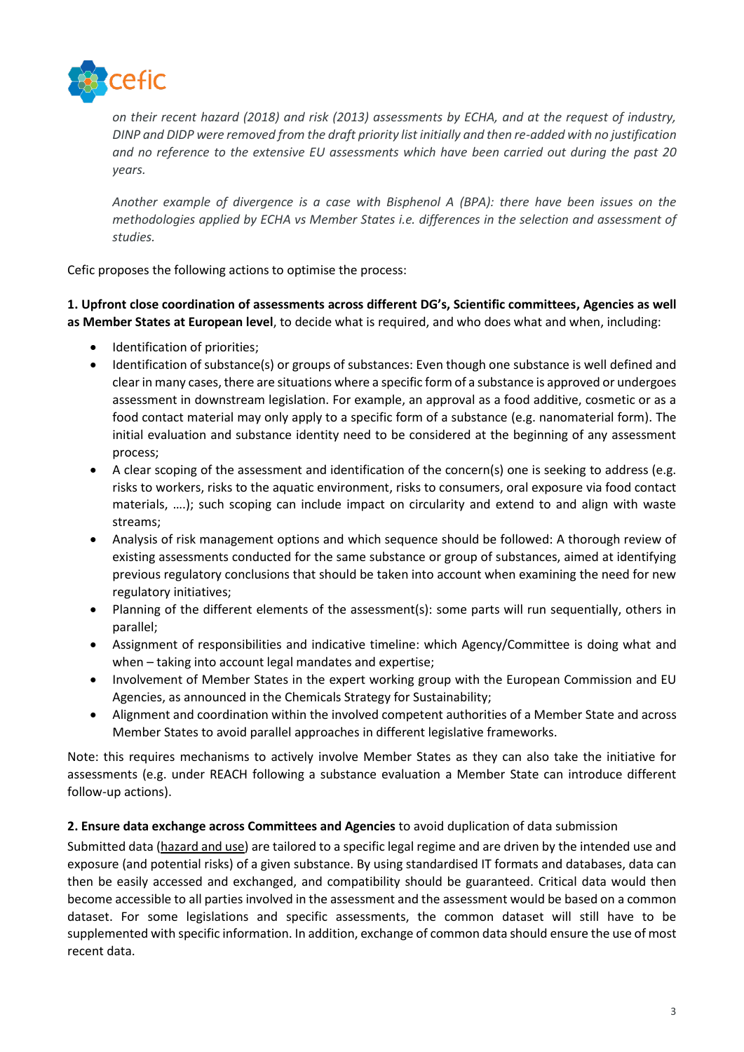*on their recent hazard (2018) and risk (2013) assessments by ECHA, and at the request of industry, DINP and DIDP were removed from the draft priority list initially and then re-added with no justification and no reference to the extensive EU assessments which have been carried out during the past 20 years.*

*Another example of divergence is a case with Bisphenol A (BPA): there have been issues on the methodologies applied by ECHA vs Member States i.e. differences in the selection and assessment of studies.*

Cefic proposes the following actions to optimise the process:

**1. Upfront close coordination of assessments across different DG's, Scientific committees, Agencies as well as Member States at European level**, to decide what is required, and who does what and when, including:

- Identification of priorities;
- Identification of substance(s) or groups of substances: Even though one substance is well defined and clear in many cases, there are situations where a specific form of a substance is approved or undergoes assessment in downstream legislation. For example, an approval as a food additive, cosmetic or as a food contact material may only apply to a specific form of a substance (e.g. nanomaterial form). The initial evaluation and substance identity need to be considered at the beginning of any assessment process;
- A clear scoping of the assessment and identification of the concern(s) one is seeking to address (e.g. risks to workers, risks to the aquatic environment, risks to consumers, oral exposure via food contact materials, ….); such scoping can include impact on circularity and extend to and align with waste streams;
- Analysis of risk management options and which sequence should be followed: A thorough review of existing assessments conducted for the same substance or group of substances, aimed at identifying previous regulatory conclusions that should be taken into account when examining the need for new regulatory initiatives;
- Planning of the different elements of the assessment(s): some parts will run sequentially, others in parallel;
- Assignment of responsibilities and indicative timeline: which Agency/Committee is doing what and when – taking into account legal mandates and expertise;
- Involvement of Member States in the expert working group with the European Commission and EU Agencies, as announced in the Chemicals Strategy for Sustainability;
- Alignment and coordination within the involved competent authorities of a Member State and across Member States to avoid parallel approaches in different legislative frameworks.

Note: this requires mechanisms to actively involve Member States as they can also take the initiative for assessments (e.g. under REACH following a substance evaluation a Member State can introduce different follow-up actions).

**2. Ensure data exchange across Committees and Agencies** to avoid duplication of data submission

Submitted data (hazard and use) are tailored to a specific legal regime and are driven by the intended use and exposure (and potential risks) of a given substance. By using standardised IT formats and databases, data can then be easily accessed and exchanged, and compatibility should be guaranteed. Critical data would then become accessible to all parties involved in the assessment and the assessment would be based on a common dataset. For some legislations and specific assessments, the common dataset will still have to be supplemented with specific information. In addition, exchange of common data should ensure the use of most recent data.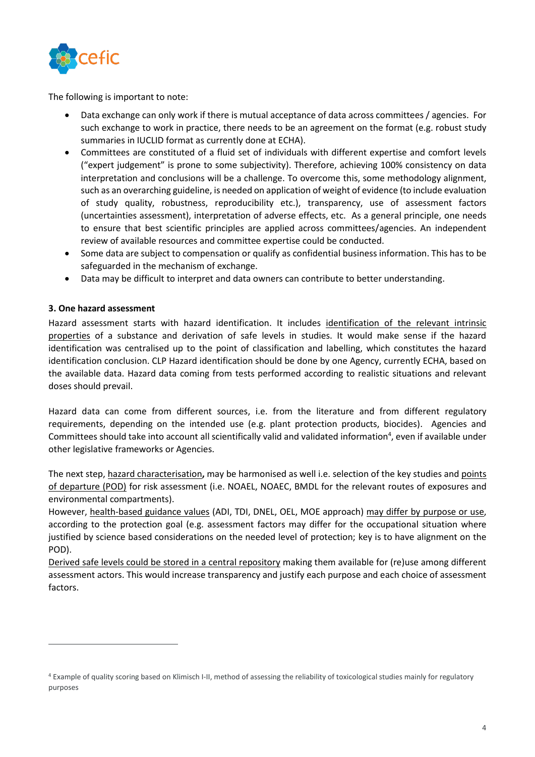The following is important to note:

- Data exchange can only work if there is mutual acceptance of data across committees / agencies. For such exchange to work in practice, there needs to be an agreement on the format (e.g. robust study summaries in IUCLID format as currently done at ECHA).
- Committees are constituted of a fluid set of individuals with different expertise and comfort levels ("expert judgement" is prone to some subjectivity). Therefore, achieving 100% consistency on data interpretation and conclusions will be a challenge. To overcome this, some methodology alignment, such as an overarching guideline, is needed on application of weight of evidence (to include evaluation of study quality, robustness, reproducibility etc.), transparency, use of assessment factors (uncertainties assessment), interpretation of adverse effects, etc. As a general principle, one needs to ensure that best scientific principles are applied across committees/agencies. An independent review of available resources and committee expertise could be conducted.
- Some data are subject to compensation or qualify as confidential business information. This has to be safeguarded in the mechanism of exchange.
- Data may be difficult to interpret and data owners can contribute to better understanding.

**3. One hazard assessment**

Hazard assessment starts with hazard identification. It includes identification of the relevant intrinsic properties of a substance and derivation of safe levels in studies. It would make sense if the hazard identification was centralised up to the point of classification and labelling, which constitutes the hazard identification conclusion. CLP Hazard identification should be done by one Agency, currently ECHA, based on the available data. Hazard data coming from tests performed according to realistic situations and relevant doses should prevail.

Hazard data can come from different sources, i.e. from the literature and from different regulatory requirements, depending on the intended use (e.g. plant protection products, biocides). Agencies and Committees should take into account all scientifically valid and validated information[4], even if available under other legislative frameworks or Agencies.

The next step, hazard characterisation**,** may be harmonised as well i.e. selection of the key studies and points of departure (POD) for risk assessment (i.e. NOAEL, NOAEC, BMDL for the relevant routes of exposures and environmental compartments).

However, health-based guidance values (ADI, TDI, DNEL, OEL, MOE approach) may differ by purpose or use, according to the protection goal (e.g. assessment factors may differ for the occupational situation where justified by science based considerations on the needed level of protection; key is to have alignment on the POD).

Derived safe levels could be stored in a central repository making them available for (re)use among different assessment actors. This would increase transparency and justify each purpose and each choice of assessment factors.

[4] Example of quality scoring based on Klimisch I-II, method of assessing the reliability of toxicological studies mainly for regulatory purposes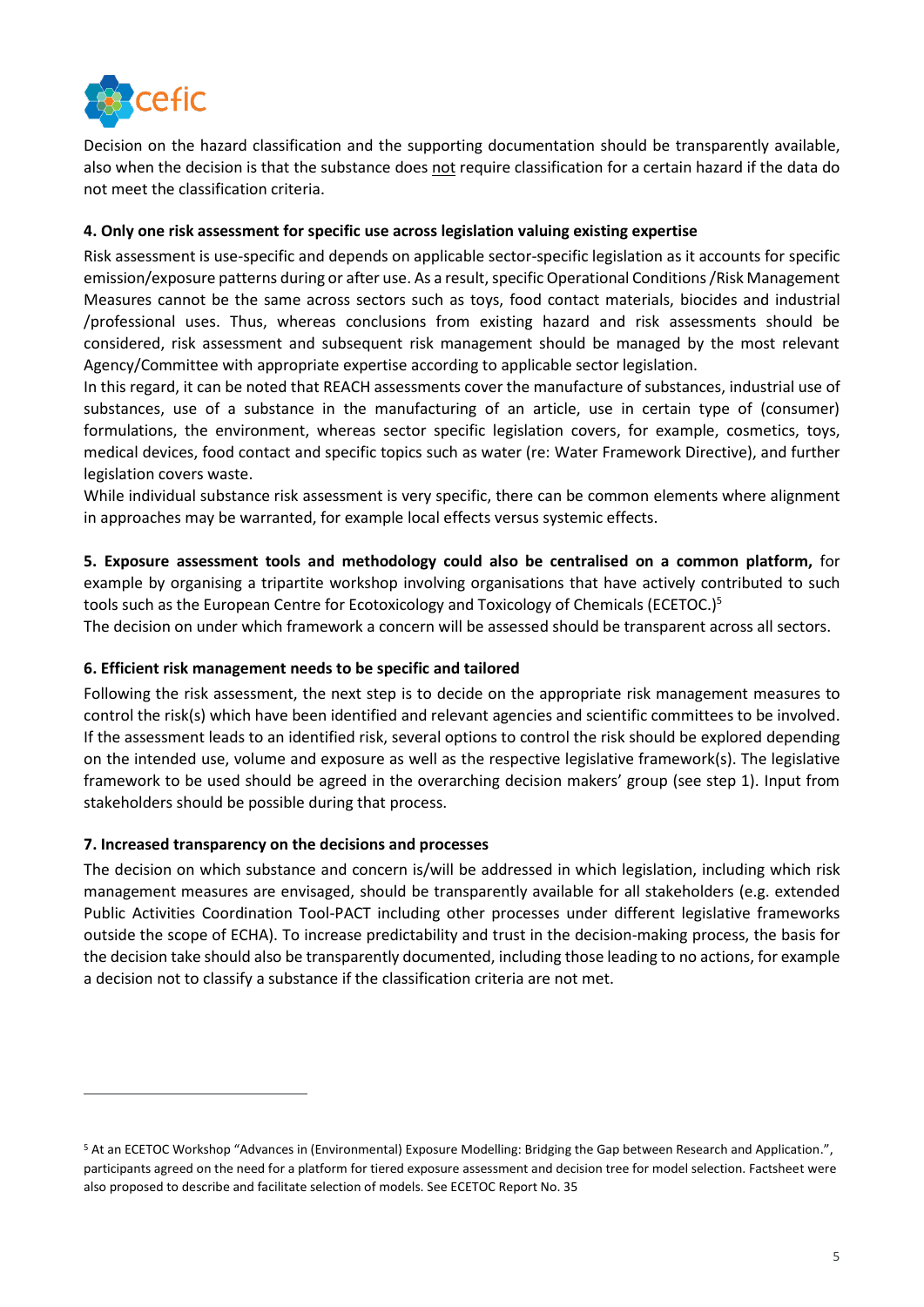Decision on the hazard classification and the supporting documentation should be transparently available, also when the decision is that the substance does not require classification for a certain hazard if the data do not meet the classification criteria.

**4. Only one risk assessment for specific use across legislation valuing existing expertise**

Risk assessment is use-specific and depends on applicable sector-specific legislation as it accounts for specific emission/exposure patterns during or after use. As a result, specific Operational Conditions /Risk Management Measures cannot be the same across sectors such as toys, food contact materials, biocides and industrial /professional uses. Thus, whereas conclusions from existing hazard and risk assessments should be considered, risk assessment and subsequent risk management should be managed by the most relevant Agency/Committee with appropriate expertise according to applicable sector legislation.

In this regard, it can be noted that REACH assessments cover the manufacture of substances, industrial use of substances, use of a substance in the manufacturing of an article, use in certain type of (consumer) formulations, the environment, whereas sector specific legislation covers, for example, cosmetics, toys, medical devices, food contact and specific topics such as water (re: Water Framework Directive), and further legislation covers waste.

While individual substance risk assessment is very specific, there can be common elements where alignment in approaches may be warranted, for example local effects versus systemic effects.

**5. Exposure assessment tools and methodology could also be centralised on a common platform,** for example by organising a tripartite workshop involving organisations that have actively contributed to such tools such as the European Centre for Ecotoxicology and Toxicology of Chemicals (ECETOC.)[5]

The decision on under which framework a concern will be assessed should be transparent across all sectors.

**6. Efficient risk management needs to be specific and tailored**

Following the risk assessment, the next step is to decide on the appropriate risk management measures to control the risk(s) which have been identified and relevant agencies and scientific committees to be involved. If the assessment leads to an identified risk, several options to control the risk should be explored depending on the intended use, volume and exposure as well as the respective legislative framework(s). The legislative framework to be used should be agreed in the overarching decision makers' group (see step 1). Input from stakeholders should be possible during that process.

**7. Increased transparency on the decisions and processes**

The decision on which substance and concern is/will be addressed in which legislation, including which risk management measures are envisaged, should be transparently available for all stakeholders (e.g. extended Public Activities Coordination Tool-PACT including other processes under different legislative frameworks outside the scope of ECHA). To increase predictability and trust in the decision-making process, the basis for the decision take should also be transparently documented, including those leading to no actions, for example a decision not to classify a substance if the classification criteria are not met.

---

[5] At an ECETOC Workshop "Advances in (Environmental) Exposure Modelling: Bridging the Gap between Research and Application.", participants agreed on the need for a platform for tiered exposure assessment and decision tree for model selection. Factsheet were also proposed to describe and facilitate selection of models. See ECETOC Report No. 35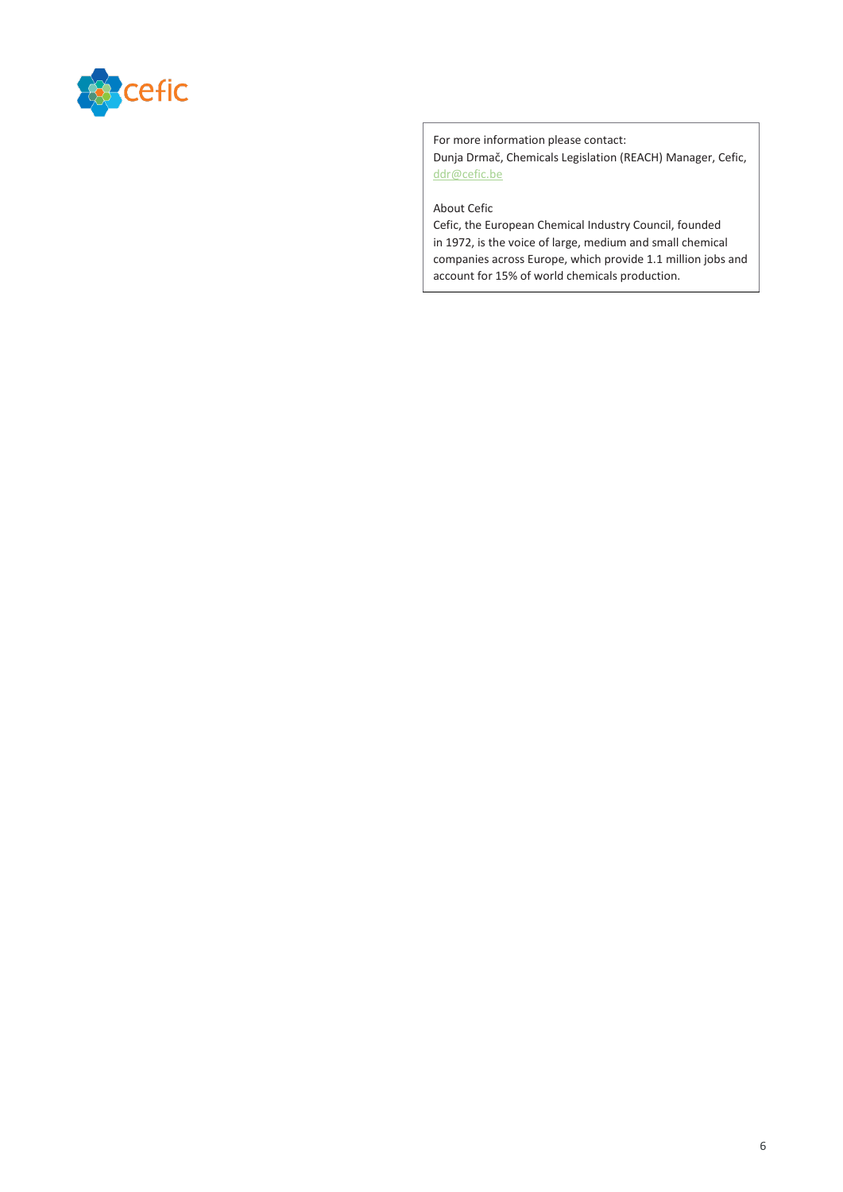For more information please contact:
Dunja Drmač, Chemicals Legislation (REACH) Manager, Cefic, ddr@cefic.be

About Cefic
Cefic, the European Chemical Industry Council, founded in 1972, is the voice of large, medium and small chemical companies across Europe, which provide 1.1 million jobs and account for 15% of world chemicals production.